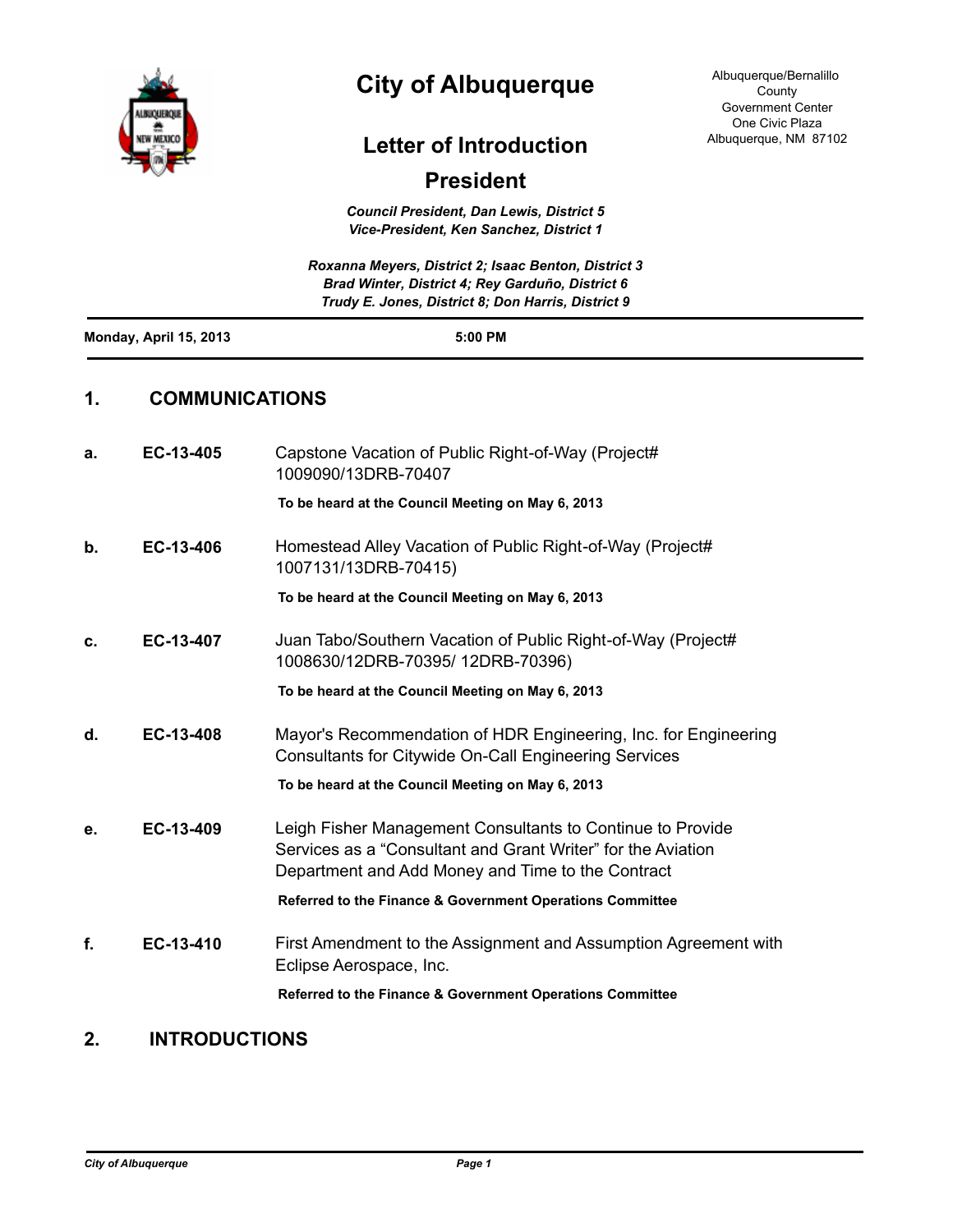# City of Albuquerque

Albuquerque/Bernalillo County
Government Center
One Civic Plaza
Albuquerque, NM 87102

## Letter of Introduction

## President

*Council President, Dan Lewis, District 5*
*Vice-President, Ken Sanchez, District 1*

*Roxanna Meyers, District 2; Isaac Benton, District 3*
*Brad Winter, District 4; Rey Garduño, District 6*
*Trudy E. Jones, District 8; Don Harris, District 9*

**Monday, April 15, 2013** **5:00 PM**

## 1. COMMUNICATIONS

**a.** **EC-13-405** Capstone Vacation of Public Right-of-Way (Project# 1009090/13DRB-70407

**To be heard at the Council Meeting on May 6, 2013**

**b.** **EC-13-406** Homestead Alley Vacation of Public Right-of-Way (Project# 1007131/13DRB-70415)

**To be heard at the Council Meeting on May 6, 2013**

**c.** **EC-13-407** Juan Tabo/Southern Vacation of Public Right-of-Way (Project# 1008630/12DRB-70395/ 12DRB-70396)

**To be heard at the Council Meeting on May 6, 2013**

**d.** **EC-13-408** Mayor's Recommendation of HDR Engineering, Inc. for Engineering Consultants for Citywide On-Call Engineering Services

**To be heard at the Council Meeting on May 6, 2013**

**e.** **EC-13-409** Leigh Fisher Management Consultants to Continue to Provide Services as a "Consultant and Grant Writer" for the Aviation Department and Add Money and Time to the Contract

**Referred to the Finance & Government Operations Committee**

**f.** **EC-13-410** First Amendment to the Assignment and Assumption Agreement with Eclipse Aerospace, Inc.

**Referred to the Finance & Government Operations Committee**

## 2. INTRODUCTIONS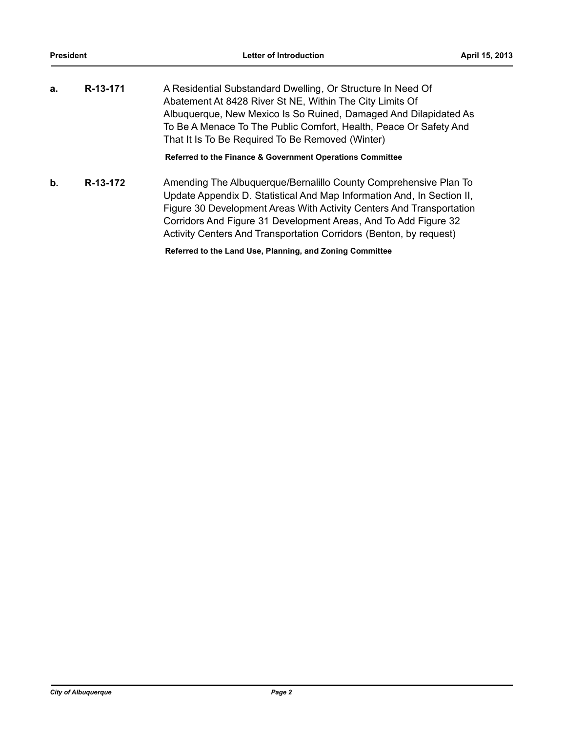**a.** **R-13-171** A Residential Substandard Dwelling, Or Structure In Need Of Abatement At 8428 River St NE, Within The City Limits Of Albuquerque, New Mexico Is So Ruined, Damaged And Dilapidated As To Be A Menace To The Public Comfort, Health, Peace Or Safety And That It Is To Be Required To Be Removed (Winter)

**Referred to the Finance & Government Operations Committee**

**b.** **R-13-172** Amending The Albuquerque/Bernalillo County Comprehensive Plan To Update Appendix D. Statistical And Map Information And, In Section II, Figure 30 Development Areas With Activity Centers And Transportation Corridors And Figure 31 Development Areas, And To Add Figure 32 Activity Centers And Transportation Corridors (Benton, by request)

**Referred to the Land Use, Planning, and Zoning Committee**